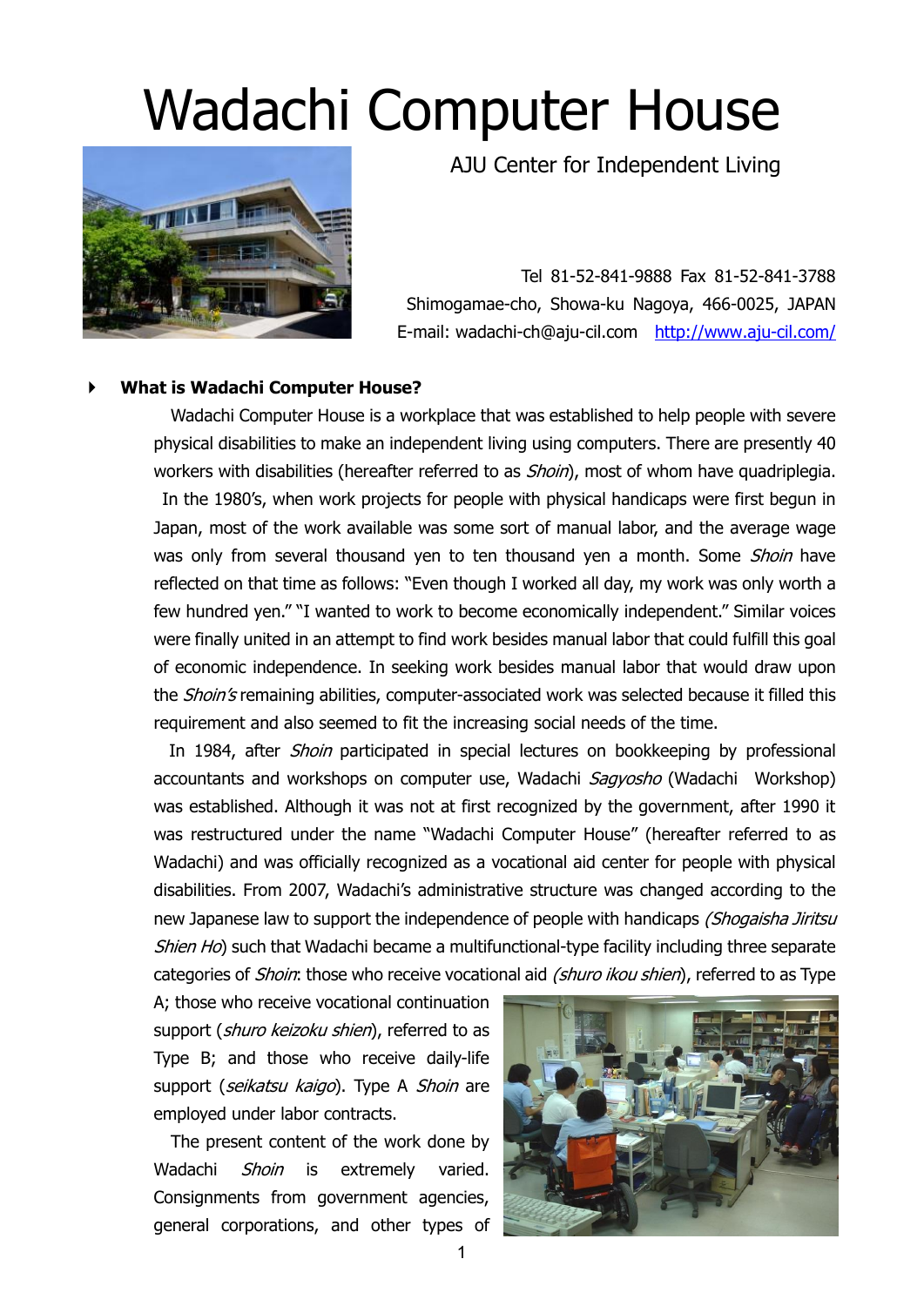# Wadachi Computer House

AJU Center for Independent Living

Tel 81-52-841-9888 Fax 81-52-841-3788
Shimogamae-cho, Showa-ku Nagoya, 466-0025, JAPAN
E-mail: wadachi-ch@aju-cil.com [http://www.aju-cil.com/](http://www.aju-cil.com/)

## What is Wadachi Computer House?

Wadachi Computer House is a workplace that was established to help people with severe physical disabilities to make an independent living using computers. There are presently 40 workers with disabilities (hereafter referred to as *Shoin*), most of whom have quadriplegia.

In the 1980's, when work projects for people with physical handicaps were first begun in Japan, most of the work available was some sort of manual labor, and the average wage was only from several thousand yen to ten thousand yen a month. Some *Shoin* have reflected on that time as follows: "Even though I worked all day, my work was only worth a few hundred yen." "I wanted to work to become economically independent." Similar voices were finally united in an attempt to find work besides manual labor that could fulfill this goal of economic independence. In seeking work besides manual labor that would draw upon the *Shoin's* remaining abilities, computer-associated work was selected because it filled this requirement and also seemed to fit the increasing social needs of the time.

In 1984, after *Shoin* participated in special lectures on bookkeeping by professional accountants and workshops on computer use, Wadachi *Sagyosho* (Wadachi Workshop) was established. Although it was not at first recognized by the government, after 1990 it was restructured under the name "Wadachi Computer House" (hereafter referred to as Wadachi) and was officially recognized as a vocational aid center for people with physical disabilities. From 2007, Wadachi's administrative structure was changed according to the new Japanese law to support the independence of people with handicaps *(Shogaisha Jiritsu Shien Ho*) such that Wadachi became a multifunctional-type facility including three separate categories of *Shoin*: those who receive vocational aid *(shuro ikou shien*), referred to as Type A; those who receive vocational continuation support (*shuro keizoku shien*), referred to as Type B; and those who receive daily-life support (*seikatsu kaigo*). Type A *Shoin* are employed under labor contracts.

The present content of the work done by Wadachi *Shoin* is extremely varied. Consignments from government agencies, general corporations, and other types of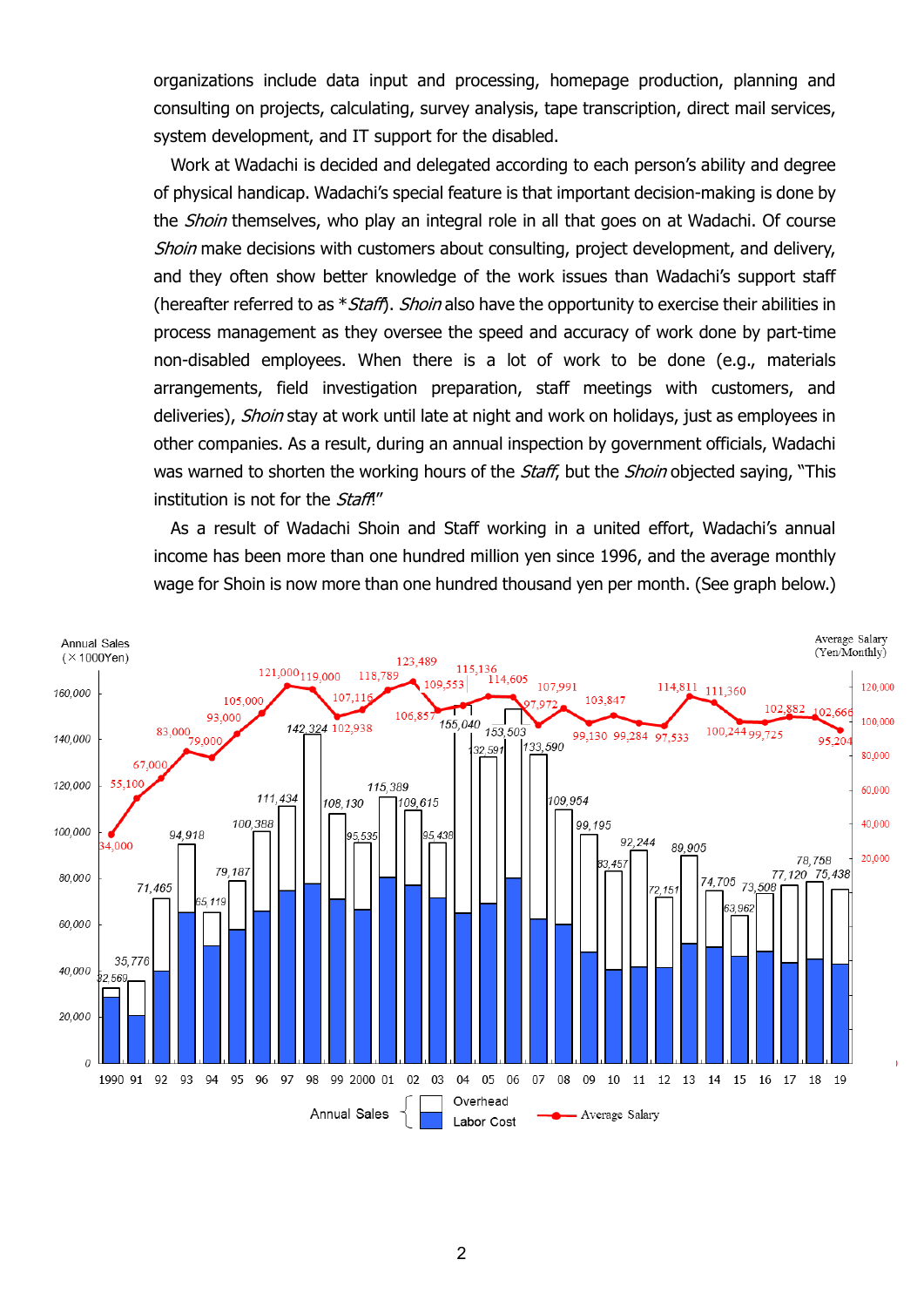organizations include data input and processing, homepage production, planning and consulting on projects, calculating, survey analysis, tape transcription, direct mail services, system development, and IT support for the disabled.

Work at Wadachi is decided and delegated according to each person's ability and degree of physical handicap. Wadachi's special feature is that important decision-making is done by the *Shoin* themselves, who play an integral role in all that goes on at Wadachi. Of course *Shoin* make decisions with customers about consulting, project development, and delivery, and they often show better knowledge of the work issues than Wadachi's support staff (hereafter referred to as **Staff*). *Shoin* also have the opportunity to exercise their abilities in process management as they oversee the speed and accuracy of work done by part-time non-disabled employees. When there is a lot of work to be done (e.g., materials arrangements, field investigation preparation, staff meetings with customers, and deliveries), *Shoin* stay at work until late at night and work on holidays, just as employees in other companies. As a result, during an annual inspection by government officials, Wadachi was warned to shorten the working hours of the *Staff*, but the *Shoin* objected saying, "This institution is not for the *Staff*!"

As a result of Wadachi Shoin and Staff working in a united effort, Wadachi's annual income has been more than one hundred million yen since 1996, and the average monthly wage for Shoin is now more than one hundred thousand yen per month. (See graph below.)

| Year | Annual Sales (×1000Yen) | Average Salary (Yen/Monthly) |
| --- | --- | --- |
| 1990 | 32,569 | 34,000 |
| 91 | 35,776 | 55,100 |
| 92 | 71,465 | 67,000 |
| 93 | 94,918 | 83,000 |
| 94 | 65,119 | 79,000 |
| 95 | 79,187 | 93,000 |
| 96 | 100,388 | 105,000 |
| 97 | 111,434 | 121,000 |
| 98 | 142,324 | 119,000 |
| 99 | 108,130 | 102,938 |
| 2000 | 95,535 | 107,116 |
| 01 | 115,389 | 118,789 |
| 02 | 109,615 | 123,489 |
| 03 | 95,438 | 106,857 |
| 04 | 155,040 | 109,553 |
| 05 | 132,591 | 115,136 |
| 06 | 153,503 | 114,605 |
| 07 | 133,590 | 97,972 |
| 08 | 109,954 | 107,991 |
| 09 | 99,195 | 99,130 |
| 10 | 83,457 | 103,847 |
| 11 | 92,244 | 99,284 |
| 12 | 72,151 | 97,533 |
| 13 | 89,905 | 114,811 |
| 14 | 74,705 | 111,360 |
| 15 | 63,962 | 100,244 |
| 16 | 73,508 | 99,725 |
| 17 | 77,120 | 102,882 |
| 18 | 78,758 | 102,666 |
| 19 | 75,438 | 95,204 |

Annual Sales { Overhead / Labor Cost } — Average Salary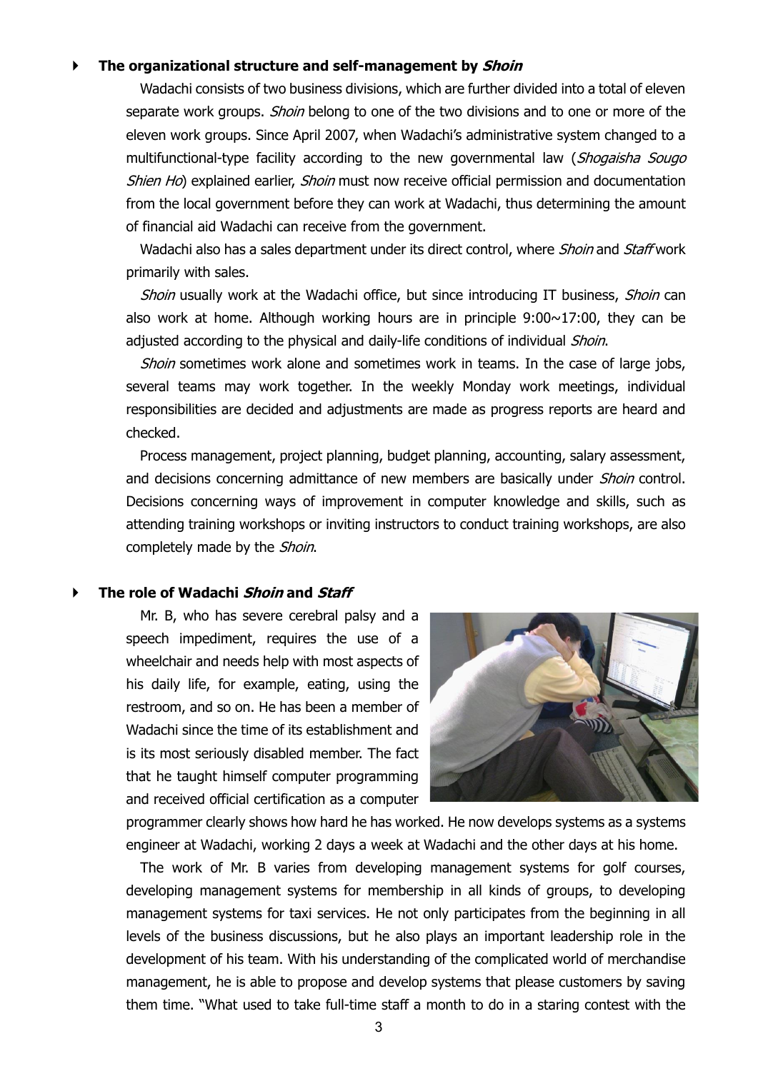### The organizational structure and self-management by *Shoin*

Wadachi consists of two business divisions, which are further divided into a total of eleven separate work groups. *Shoin* belong to one of the two divisions and to one or more of the eleven work groups. Since April 2007, when Wadachi's administrative system changed to a multifunctional-type facility according to the new governmental law (*Shogaisha Sougo Shien Ho*) explained earlier, *Shoin* must now receive official permission and documentation from the local government before they can work at Wadachi, thus determining the amount of financial aid Wadachi can receive from the government.

Wadachi also has a sales department under its direct control, where *Shoin* and *Staff* work primarily with sales.

*Shoin* usually work at the Wadachi office, but since introducing IT business, *Shoin* can also work at home. Although working hours are in principle 9:00~17:00, they can be adjusted according to the physical and daily-life conditions of individual *Shoin*.

*Shoin* sometimes work alone and sometimes work in teams. In the case of large jobs, several teams may work together. In the weekly Monday work meetings, individual responsibilities are decided and adjustments are made as progress reports are heard and checked.

Process management, project planning, budget planning, accounting, salary assessment, and decisions concerning admittance of new members are basically under *Shoin* control. Decisions concerning ways of improvement in computer knowledge and skills, such as attending training workshops or inviting instructors to conduct training workshops, are also completely made by the *Shoin*.

### The role of Wadachi *Shoin* and *Staff*

Mr. B, who has severe cerebral palsy and a speech impediment, requires the use of a wheelchair and needs help with most aspects of his daily life, for example, eating, using the restroom, and so on. He has been a member of Wadachi since the time of its establishment and is its most seriously disabled member. The fact that he taught himself computer programming and received official certification as a computer programmer clearly shows how hard he has worked. He now develops systems as a systems engineer at Wadachi, working 2 days a week at Wadachi and the other days at his home.

The work of Mr. B varies from developing management systems for golf courses, developing management systems for membership in all kinds of groups, to developing management systems for taxi services. He not only participates from the beginning in all levels of the business discussions, but he also plays an important leadership role in the development of his team. With his understanding of the complicated world of merchandise management, he is able to propose and develop systems that please customers by saving them time. "What used to take full-time staff a month to do in a staring contest with the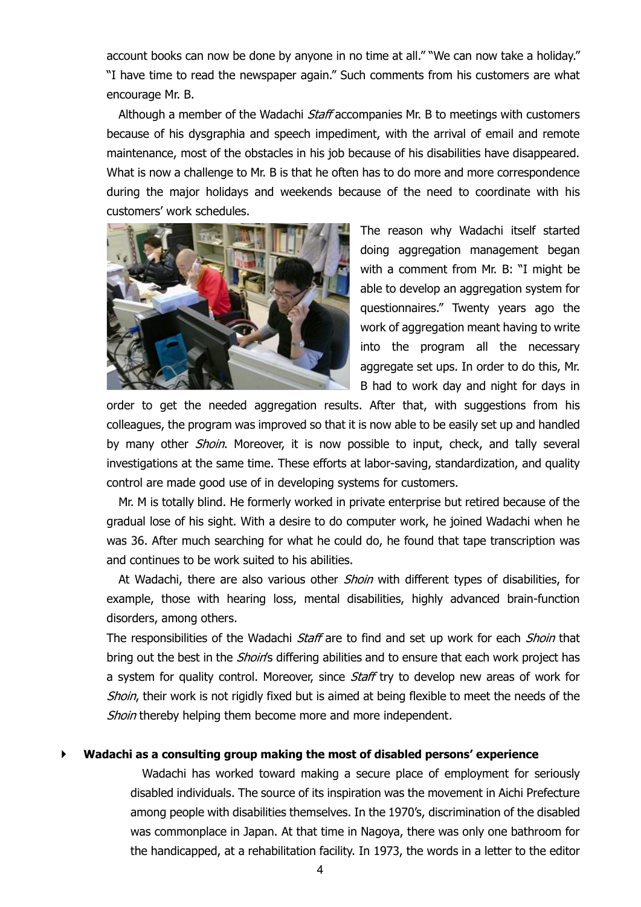account books can now be done by anyone in no time at all." "We can now take a holiday." "I have time to read the newspaper again." Such comments from his customers are what encourage Mr. B.

Although a member of the Wadachi *Staff* accompanies Mr. B to meetings with customers because of his dysgraphia and speech impediment, with the arrival of email and remote maintenance, most of the obstacles in his job because of his disabilities have disappeared. What is now a challenge to Mr. B is that he often has to do more and more correspondence during the major holidays and weekends because of the need to coordinate with his customers' work schedules.

The reason why Wadachi itself started doing aggregation management began with a comment from Mr. B: "I might be able to develop an aggregation system for questionnaires." Twenty years ago the work of aggregation meant having to write into the program all the necessary aggregate set ups. In order to do this, Mr. B had to work day and night for days in order to get the needed aggregation results. After that, with suggestions from his colleagues, the program was improved so that it is now able to be easily set up and handled by many other *Shoin*. Moreover, it is now possible to input, check, and tally several investigations at the same time. These efforts at labor-saving, standardization, and quality control are made good use of in developing systems for customers.

Mr. M is totally blind. He formerly worked in private enterprise but retired because of the gradual lose of his sight. With a desire to do computer work, he joined Wadachi when he was 36. After much searching for what he could do, he found that tape transcription was and continues to be work suited to his abilities.

At Wadachi, there are also various other *Shoin* with different types of disabilities, for example, those with hearing loss, mental disabilities, highly advanced brain-function disorders, among others.

The responsibilities of the Wadachi *Staff* are to find and set up work for each *Shoin* that bring out the best in the *Shoin*'s differing abilities and to ensure that each work project has a system for quality control. Moreover, since *Staff* try to develop new areas of work for *Shoin*, their work is not rigidly fixed but is aimed at being flexible to meet the needs of the *Shoin* thereby helping them become more and more independent.

- **Wadachi as a consulting group making the most of disabled persons' experience**

Wadachi has worked toward making a secure place of employment for seriously disabled individuals. The source of its inspiration was the movement in Aichi Prefecture among people with disabilities themselves. In the 1970's, discrimination of the disabled was commonplace in Japan. At that time in Nagoya, there was only one bathroom for the handicapped, at a rehabilitation facility. In 1973, the words in a letter to the editor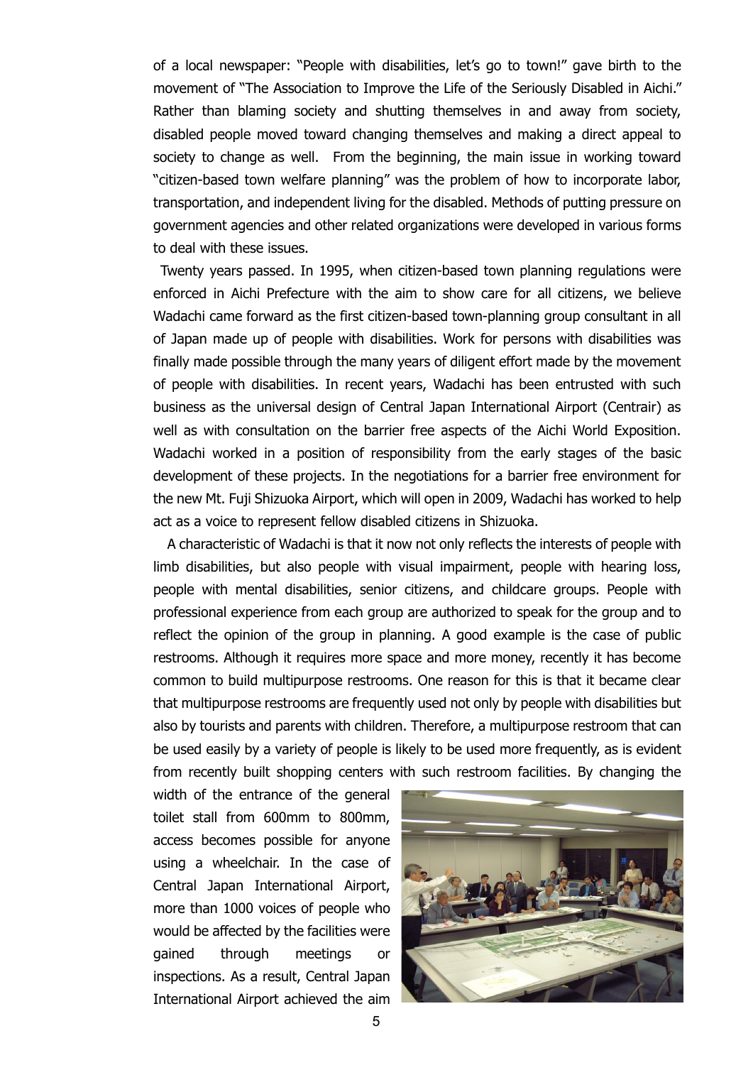of a local newspaper: "People with disabilities, let's go to town!" gave birth to the movement of "The Association to Improve the Life of the Seriously Disabled in Aichi." Rather than blaming society and shutting themselves in and away from society, disabled people moved toward changing themselves and making a direct appeal to society to change as well. From the beginning, the main issue in working toward "citizen-based town welfare planning" was the problem of how to incorporate labor, transportation, and independent living for the disabled. Methods of putting pressure on government agencies and other related organizations were developed in various forms to deal with these issues.

Twenty years passed. In 1995, when citizen-based town planning regulations were enforced in Aichi Prefecture with the aim to show care for all citizens, we believe Wadachi came forward as the first citizen-based town-planning group consultant in all of Japan made up of people with disabilities. Work for persons with disabilities was finally made possible through the many years of diligent effort made by the movement of people with disabilities. In recent years, Wadachi has been entrusted with such business as the universal design of Central Japan International Airport (Centrair) as well as with consultation on the barrier free aspects of the Aichi World Exposition. Wadachi worked in a position of responsibility from the early stages of the basic development of these projects. In the negotiations for a barrier free environment for the new Mt. Fuji Shizuoka Airport, which will open in 2009, Wadachi has worked to help act as a voice to represent fellow disabled citizens in Shizuoka.

A characteristic of Wadachi is that it now not only reflects the interests of people with limb disabilities, but also people with visual impairment, people with hearing loss, people with mental disabilities, senior citizens, and childcare groups. People with professional experience from each group are authorized to speak for the group and to reflect the opinion of the group in planning. A good example is the case of public restrooms. Although it requires more space and more money, recently it has become common to build multipurpose restrooms. One reason for this is that it became clear that multipurpose restrooms are frequently used not only by people with disabilities but also by tourists and parents with children. Therefore, a multipurpose restroom that can be used easily by a variety of people is likely to be used more frequently, as is evident from recently built shopping centers with such restroom facilities. By changing the width of the entrance of the general toilet stall from 600mm to 800mm, access becomes possible for anyone using a wheelchair. In the case of Central Japan International Airport, more than 1000 voices of people who would be affected by the facilities were gained through meetings or inspections. As a result, Central Japan International Airport achieved the aim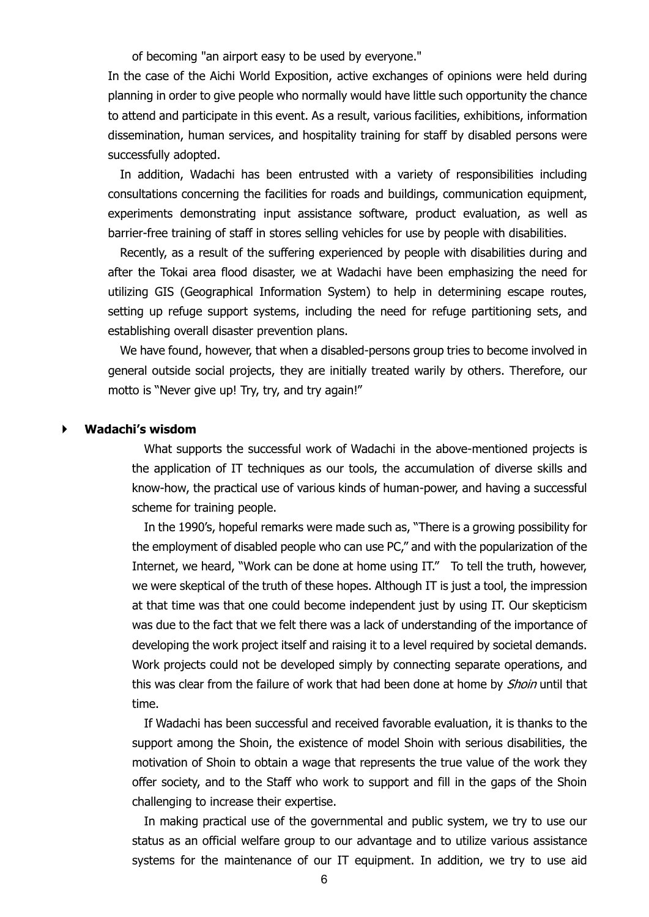of becoming "an airport easy to be used by everyone."

In the case of the Aichi World Exposition, active exchanges of opinions were held during planning in order to give people who normally would have little such opportunity the chance to attend and participate in this event. As a result, various facilities, exhibitions, information dissemination, human services, and hospitality training for staff by disabled persons were successfully adopted.

In addition, Wadachi has been entrusted with a variety of responsibilities including consultations concerning the facilities for roads and buildings, communication equipment, experiments demonstrating input assistance software, product evaluation, as well as barrier-free training of staff in stores selling vehicles for use by people with disabilities.

Recently, as a result of the suffering experienced by people with disabilities during and after the Tokai area flood disaster, we at Wadachi have been emphasizing the need for utilizing GIS (Geographical Information System) to help in determining escape routes, setting up refuge support systems, including the need for refuge partitioning sets, and establishing overall disaster prevention plans.

We have found, however, that when a disabled-persons group tries to become involved in general outside social projects, they are initially treated warily by others. Therefore, our motto is "Never give up! Try, try, and try again!"

## Wadachi's wisdom

What supports the successful work of Wadachi in the above-mentioned projects is the application of IT techniques as our tools, the accumulation of diverse skills and know-how, the practical use of various kinds of human-power, and having a successful scheme for training people.

In the 1990's, hopeful remarks were made such as, "There is a growing possibility for the employment of disabled people who can use PC," and with the popularization of the Internet, we heard, "Work can be done at home using IT." To tell the truth, however, we were skeptical of the truth of these hopes. Although IT is just a tool, the impression at that time was that one could become independent just by using IT. Our skepticism was due to the fact that we felt there was a lack of understanding of the importance of developing the work project itself and raising it to a level required by societal demands. Work projects could not be developed simply by connecting separate operations, and this was clear from the failure of work that had been done at home by *Shoin* until that time.

If Wadachi has been successful and received favorable evaluation, it is thanks to the support among the Shoin, the existence of model Shoin with serious disabilities, the motivation of Shoin to obtain a wage that represents the true value of the work they offer society, and to the Staff who work to support and fill in the gaps of the Shoin challenging to increase their expertise.

In making practical use of the governmental and public system, we try to use our status as an official welfare group to our advantage and to utilize various assistance systems for the maintenance of our IT equipment. In addition, we try to use aid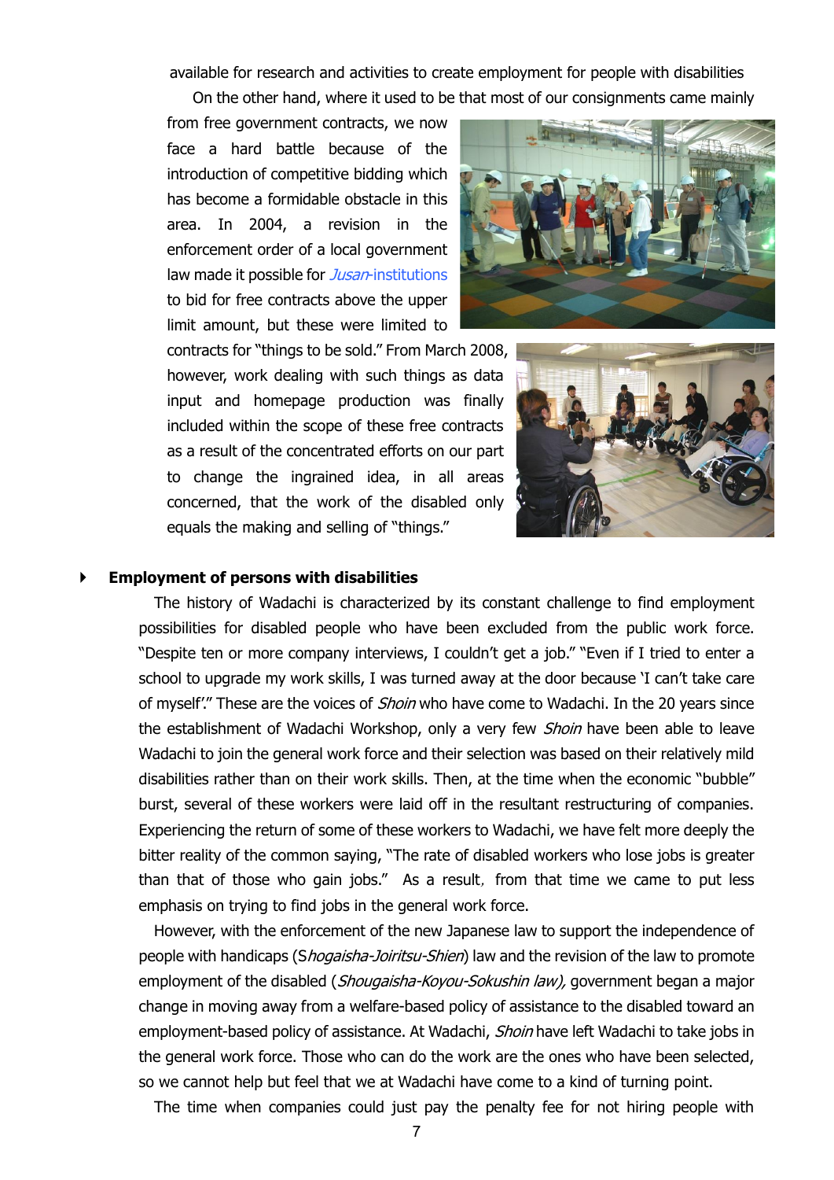available for research and activities to create employment for people with disabilities

On the other hand, where it used to be that most of our consignments came mainly from free government contracts, we now face a hard battle because of the introduction of competitive bidding which has become a formidable obstacle in this area. In 2004, a revision in the enforcement order of a local government law made it possible for *Jusan*-institutions to bid for free contracts above the upper limit amount, but these were limited to contracts for "things to be sold." From March 2008, however, work dealing with such things as data input and homepage production was finally included within the scope of these free contracts as a result of the concentrated efforts on our part to change the ingrained idea, in all areas concerned, that the work of the disabled only equals the making and selling of "things."

## Employment of persons with disabilities

The history of Wadachi is characterized by its constant challenge to find employment possibilities for disabled people who have been excluded from the public work force. "Despite ten or more company interviews, I couldn't get a job." "Even if I tried to enter a school to upgrade my work skills, I was turned away at the door because 'I can't take care of myself'." These are the voices of *Shoin* who have come to Wadachi. In the 20 years since the establishment of Wadachi Workshop, only a very few *Shoin* have been able to leave Wadachi to join the general work force and their selection was based on their relatively mild disabilities rather than on their work skills. Then, at the time when the economic "bubble" burst, several of these workers were laid off in the resultant restructuring of companies. Experiencing the return of some of these workers to Wadachi, we have felt more deeply the bitter reality of the common saying, "The rate of disabled workers who lose jobs is greater than that of those who gain jobs." As a result, from that time we came to put less emphasis on trying to find jobs in the general work force.

However, with the enforcement of the new Japanese law to support the independence of people with handicaps (S*hogaisha-Joiritsu-Shien*) law and the revision of the law to promote employment of the disabled (*Shougaisha-Koyou-Sokushin law),* government began a major change in moving away from a welfare-based policy of assistance to the disabled toward an employment-based policy of assistance. At Wadachi, *Shoin* have left Wadachi to take jobs in the general work force. Those who can do the work are the ones who have been selected, so we cannot help but feel that we at Wadachi have come to a kind of turning point.

The time when companies could just pay the penalty fee for not hiring people with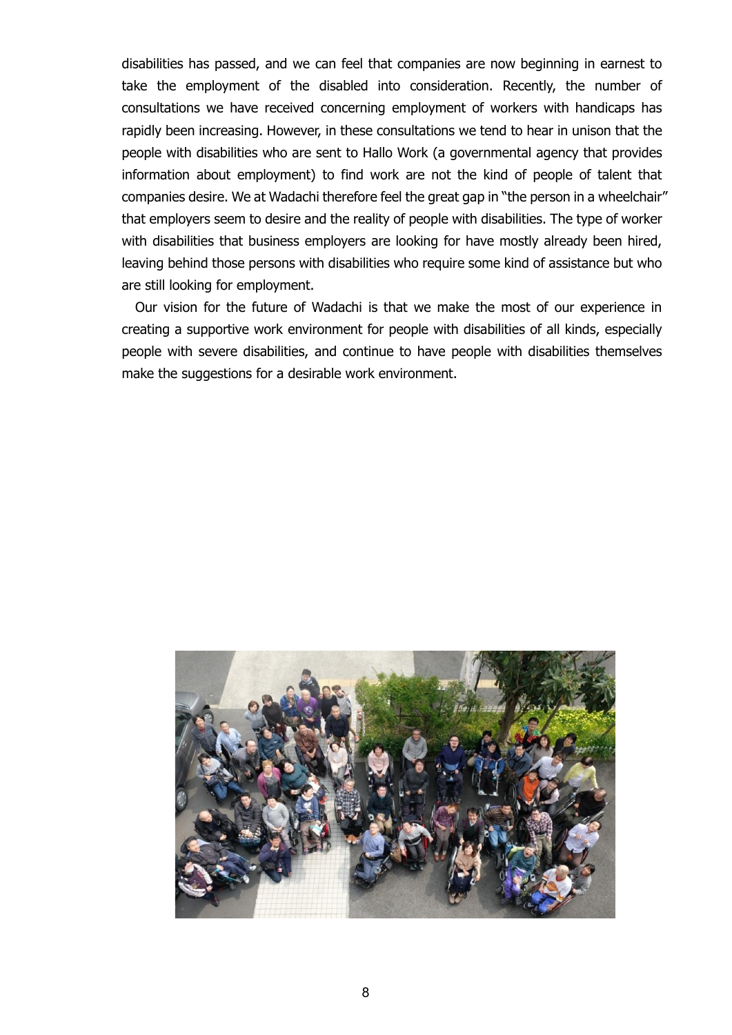disabilities has passed, and we can feel that companies are now beginning in earnest to take the employment of the disabled into consideration. Recently, the number of consultations we have received concerning employment of workers with handicaps has rapidly been increasing. However, in these consultations we tend to hear in unison that the people with disabilities who are sent to Hallo Work (a governmental agency that provides information about employment) to find work are not the kind of people of talent that companies desire. We at Wadachi therefore feel the great gap in "the person in a wheelchair" that employers seem to desire and the reality of people with disabilities. The type of worker with disabilities that business employers are looking for have mostly already been hired, leaving behind those persons with disabilities who require some kind of assistance but who are still looking for employment.

Our vision for the future of Wadachi is that we make the most of our experience in creating a supportive work environment for people with disabilities of all kinds, especially people with severe disabilities, and continue to have people with disabilities themselves make the suggestions for a desirable work environment.